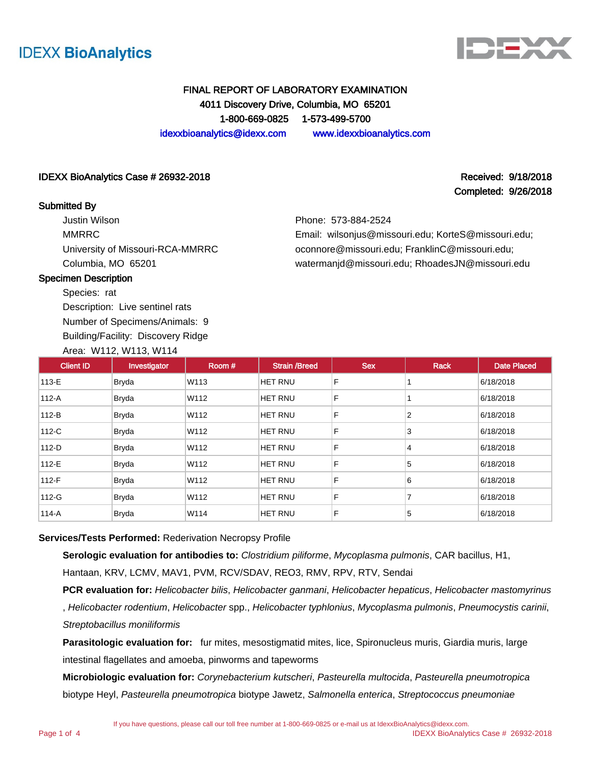IDEXX BioAnalytics

# FINAL REPORT OF LABORATORY EXAMINATION

4011 Discovery Drive, Columbia, MO 65201

1-800-669-0825 1-573-499-5700

idexxbioanalytics@idexx.com www.idexxbioanalytics.com

**IDEXX BioAnalytics Case # 26932-2018**

**Received: 9/18/2018**
**Completed: 9/26/2018**

**Submitted By**

Justin Wilson
MMRRC
University of Missouri-RCA-MMRRC
Columbia, MO 65201

Phone: 573-884-2524
Email: wilsonjus@missouri.edu; KorteS@missouri.edu; oconnore@missouri.edu; FranklinC@missouri.edu; watermanjd@missouri.edu; RhoadesJN@missouri.edu

**Specimen Description**

Species: rat
Description: Live sentinel rats
Number of Specimens/Animals: 9
Building/Facility: Discovery Ridge
Area: W112, W113, W114

| Client ID | Investigator | Room # | Strain /Breed | Sex | Rack | Date Placed |
|---|---|---|---|---|---|---|
| 113-E | Bryda | W113 | HET RNU | F | 1 | 6/18/2018 |
| 112-A | Bryda | W112 | HET RNU | F | 1 | 6/18/2018 |
| 112-B | Bryda | W112 | HET RNU | F | 2 | 6/18/2018 |
| 112-C | Bryda | W112 | HET RNU | F | 3 | 6/18/2018 |
| 112-D | Bryda | W112 | HET RNU | F | 4 | 6/18/2018 |
| 112-E | Bryda | W112 | HET RNU | F | 5 | 6/18/2018 |
| 112-F | Bryda | W112 | HET RNU | F | 6 | 6/18/2018 |
| 112-G | Bryda | W112 | HET RNU | F | 7 | 6/18/2018 |
| 114-A | Bryda | W114 | HET RNU | F | 5 | 6/18/2018 |

**Services/Tests Performed:** Rederivation Necropsy Profile

**Serologic evaluation for antibodies to:** *Clostridium piliforme*, *Mycoplasma pulmonis*, CAR bacillus, H1, Hantaan, KRV, LCMV, MAV1, PVM, RCV/SDAV, REO3, RMV, RPV, RTV, Sendai

**PCR evaluation for:** *Helicobacter bilis*, *Helicobacter ganmani*, *Helicobacter hepaticus*, *Helicobacter mastomyrinus*, *Helicobacter rodentium*, *Helicobacter* spp., *Helicobacter typhlonius*, *Mycoplasma pulmonis*, *Pneumocystis carinii*, *Streptobacillus moniliformis*

**Parasitologic evaluation for:** fur mites, mesostigmatid mites, lice, Spironucleus muris, Giardia muris, large intestinal flagellates and amoeba, pinworms and tapeworms

**Microbiologic evaluation for:** *Corynebacterium kutscheri*, *Pasteurella multocida*, *Pasteurella pneumotropica* biotype Heyl, *Pasteurella pneumotropica* biotype Jawetz, *Salmonella enterica*, *Streptococcus pneumoniae*

If you have questions, please call our toll free number at 1-800-669-0825 or e-mail us at IdexxBioAnalytics@idexx.com.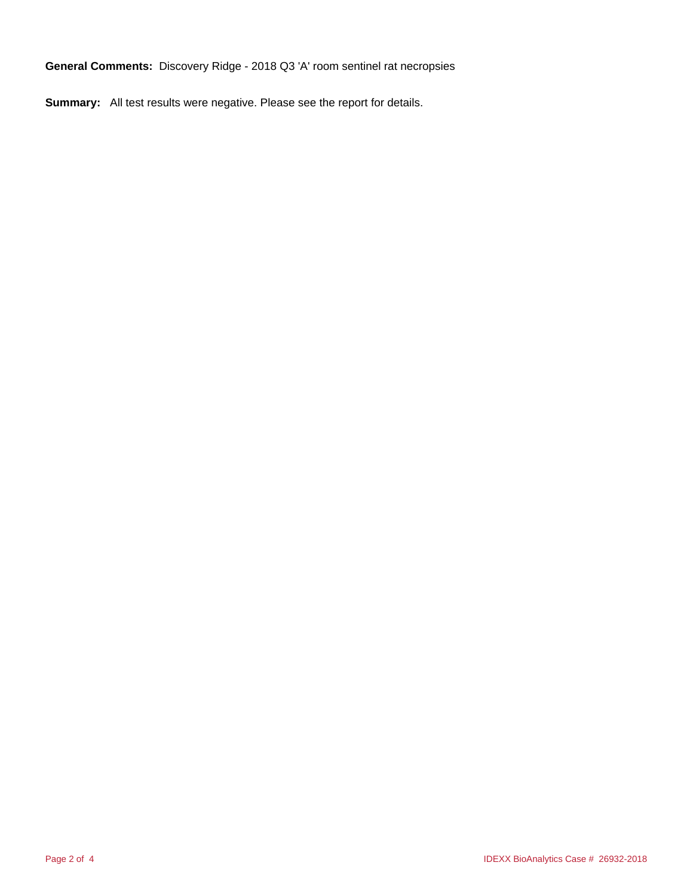**General Comments:** Discovery Ridge - 2018 Q3 'A' room sentinel rat necropsies

**Summary:** All test results were negative. Please see the report for details.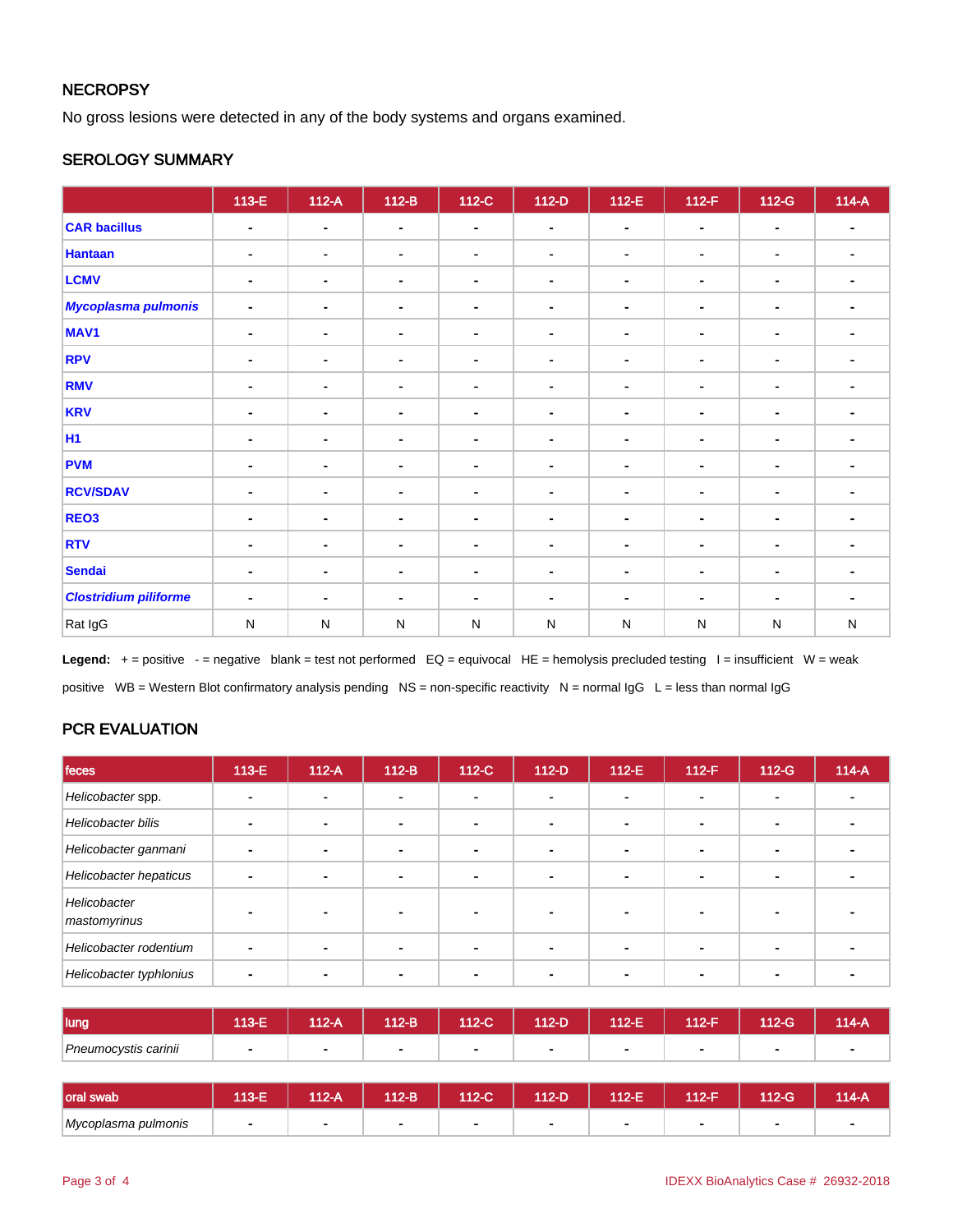## NECROPSY

No gross lesions were detected in any of the body systems and organs examined.

## SEROLOGY SUMMARY

| | 113-E | 112-A | 112-B | 112-C | 112-D | 112-E | 112-F | 112-G | 114-A |
|---|---|---|---|---|---|---|---|---|---|
| **CAR bacillus** | - | - | - | - | - | - | - | - | - |
| **Hantaan** | - | - | - | - | - | - | - | - | - |
| **LCMV** | - | - | - | - | - | - | - | - | - |
| ***Mycoplasma pulmonis*** | - | - | - | - | - | - | - | - | - |
| **MAV1** | - | - | - | - | - | - | - | - | - |
| **RPV** | - | - | - | - | - | - | - | - | - |
| **RMV** | - | - | - | - | - | - | - | - | - |
| **KRV** | - | - | - | - | - | - | - | - | - |
| **H1** | - | - | - | - | - | - | - | - | - |
| **PVM** | - | - | - | - | - | - | - | - | - |
| **RCV/SDAV** | - | - | - | - | - | - | - | - | - |
| **REO3** | - | - | - | - | - | - | - | - | - |
| **RTV** | - | - | - | - | - | - | - | - | - |
| **Sendai** | - | - | - | - | - | - | - | - | - |
| ***Clostridium piliforme*** | - | - | - | - | - | - | - | - | - |
| Rat IgG | N | N | N | N | N | N | N | N | N |

**Legend:** + = positive - = negative blank = test not performed EQ = equivocal HE = hemolysis precluded testing I = insufficient W = weak positive WB = Western Blot confirmatory analysis pending NS = non-specific reactivity N = normal IgG L = less than normal IgG

## PCR EVALUATION

| feces | 113-E | 112-A | 112-B | 112-C | 112-D | 112-E | 112-F | 112-G | 114-A |
|---|---|---|---|---|---|---|---|---|---|
| *Helicobacter* spp. | - | - | - | - | - | - | - | - | - |
| *Helicobacter bilis* | - | - | - | - | - | - | - | - | - |
| *Helicobacter ganmani* | - | - | - | - | - | - | - | - | - |
| *Helicobacter hepaticus* | - | - | - | - | - | - | - | - | - |
| *Helicobacter mastomyrinus* | - | - | - | - | - | - | - | - | - |
| *Helicobacter rodentium* | - | - | - | - | - | - | - | - | - |
| *Helicobacter typhlonius* | - | - | - | - | - | - | - | - | - |

| lung | 113-E | 112-A | 112-B | 112-C | 112-D | 112-E | 112-F | 112-G | 114-A |
|---|---|---|---|---|---|---|---|---|---|
| *Pneumocystis carinii* | - | - | - | - | - | - | - | - | - |

| oral swab | 113-E | 112-A | 112-B | 112-C | 112-D | 112-E | 112-F | 112-G | 114-A |
|---|---|---|---|---|---|---|---|---|---|
| *Mycoplasma pulmonis* | - | - | - | - | - | - | - | - | - |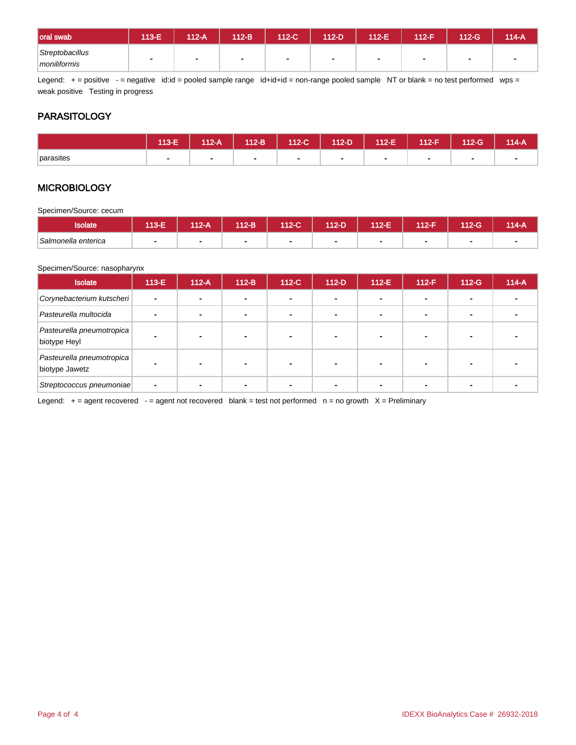| oral swab | 113-E | 112-A | 112-B | 112-C | 112-D | 112-E | 112-F | 112-G | 114-A |
|---|---|---|---|---|---|---|---|---|---|
| *Streptobacillus moniliformis* | - | - | - | - | - | - | - | - | - |

Legend: + = positive - = negative id:id = pooled sample range id+id+id = non-range pooled sample NT or blank = no test performed wps = weak positive Testing in progress

## PARASITOLOGY

| | 113-E | 112-A | 112-B | 112-C | 112-D | 112-E | 112-F | 112-G | 114-A |
|---|---|---|---|---|---|---|---|---|---|
| parasites | - | - | - | - | - | - | - | - | - |

## MICROBIOLOGY

Specimen/Source: cecum

| Isolate | 113-E | 112-A | 112-B | 112-C | 112-D | 112-E | 112-F | 112-G | 114-A |
|---|---|---|---|---|---|---|---|---|---|
| *Salmonella enterica* | - | - | - | - | - | - | - | - | - |

Specimen/Source: nasopharynx

| Isolate | 113-E | 112-A | 112-B | 112-C | 112-D | 112-E | 112-F | 112-G | 114-A |
|---|---|---|---|---|---|---|---|---|---|
| *Corynebacterium kutscheri* | - | - | - | - | - | - | - | - | - |
| *Pasteurella multocida* | - | - | - | - | - | - | - | - | - |
| *Pasteurella pneumotropica* biotype Heyl | - | - | - | - | - | - | - | - | - |
| *Pasteurella pneumotropica* biotype Jawetz | - | - | - | - | - | - | - | - | - |
| *Streptococcus pneumoniae* | - | - | - | - | - | - | - | - | - |

Legend: + = agent recovered - = agent not recovered blank = test not performed n = no growth X = Preliminary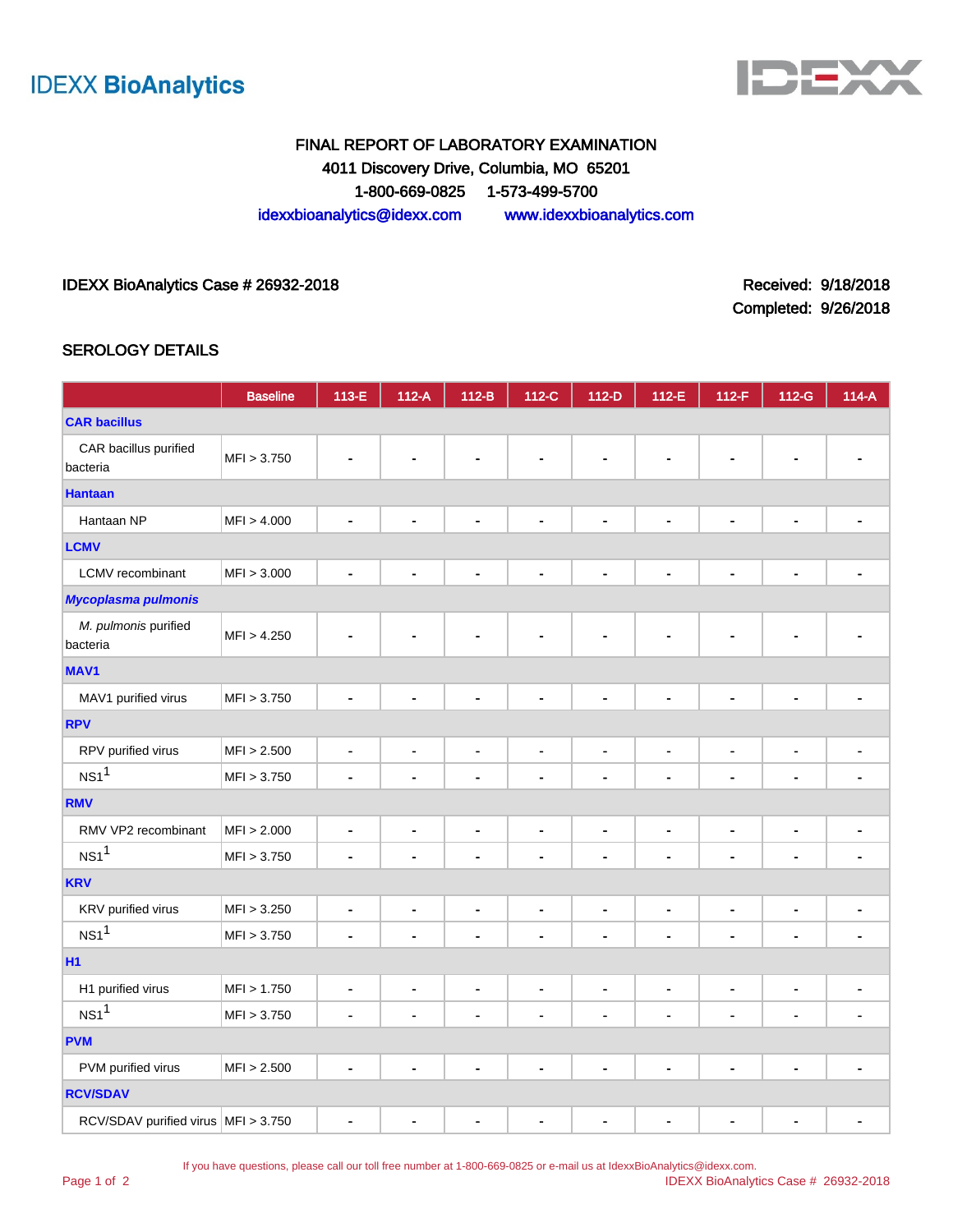# IDEXX BioAnalytics

**FINAL REPORT OF LABORATORY EXAMINATION**
4011 Discovery Drive, Columbia, MO 65201
1-800-669-0825 1-573-499-5700
idexxbioanalytics@idexx.com www.idexxbioanalytics.com

IDEXX BioAnalytics Case # 26932-2018

Received: 9/18/2018
Completed: 9/26/2018

## SEROLOGY DETAILS

| | Baseline | 113-E | 112-A | 112-B | 112-C | 112-D | 112-E | 112-F | 112-G | 114-A |
|---|---|---|---|---|---|---|---|---|---|---|
| **CAR bacillus** | | | | | | | | | | |
| CAR bacillus purified bacteria | MFI > 3.750 | - | - | - | - | - | - | - | - | - |
| **Hantaan** | | | | | | | | | | |
| Hantaan NP | MFI > 4.000 | - | - | - | - | - | - | - | - | - |
| **LCMV** | | | | | | | | | | |
| LCMV recombinant | MFI > 3.000 | - | - | - | - | - | - | - | - | - |
| ***Mycoplasma pulmonis*** | | | | | | | | | | |
| *M. pulmonis* purified bacteria | MFI > 4.250 | - | - | - | - | - | - | - | - | - |
| **MAV1** | | | | | | | | | | |
| MAV1 purified virus | MFI > 3.750 | - | - | - | - | - | - | - | - | - |
| **RPV** | | | | | | | | | | |
| RPV purified virus | MFI > 2.500 | - | - | - | - | - | - | - | - | - |
| NS1[1] | MFI > 3.750 | - | - | - | - | - | - | - | - | - |
| **RMV** | | | | | | | | | | |
| RMV VP2 recombinant | MFI > 2.000 | - | - | - | - | - | - | - | - | - |
| NS1[1] | MFI > 3.750 | - | - | - | - | - | - | - | - | - |
| **KRV** | | | | | | | | | | |
| KRV purified virus | MFI > 3.250 | - | - | - | - | - | - | - | - | - |
| NS1[1] | MFI > 3.750 | - | - | - | - | - | - | - | - | - |
| **H1** | | | | | | | | | | |
| H1 purified virus | MFI > 1.750 | - | - | - | - | - | - | - | - | - |
| NS1[1] | MFI > 3.750 | - | - | - | - | - | - | - | - | - |
| **PVM** | | | | | | | | | | |
| PVM purified virus | MFI > 2.500 | - | - | - | - | - | - | - | - | - |
| **RCV/SDAV** | | | | | | | | | | |
| RCV/SDAV purified virus | MFI > 3.750 | - | - | - | - | - | - | - | - | - |

If you have questions, please call our toll free number at 1-800-669-0825 or e-mail us at IdexxBioAnalytics@idexx.com.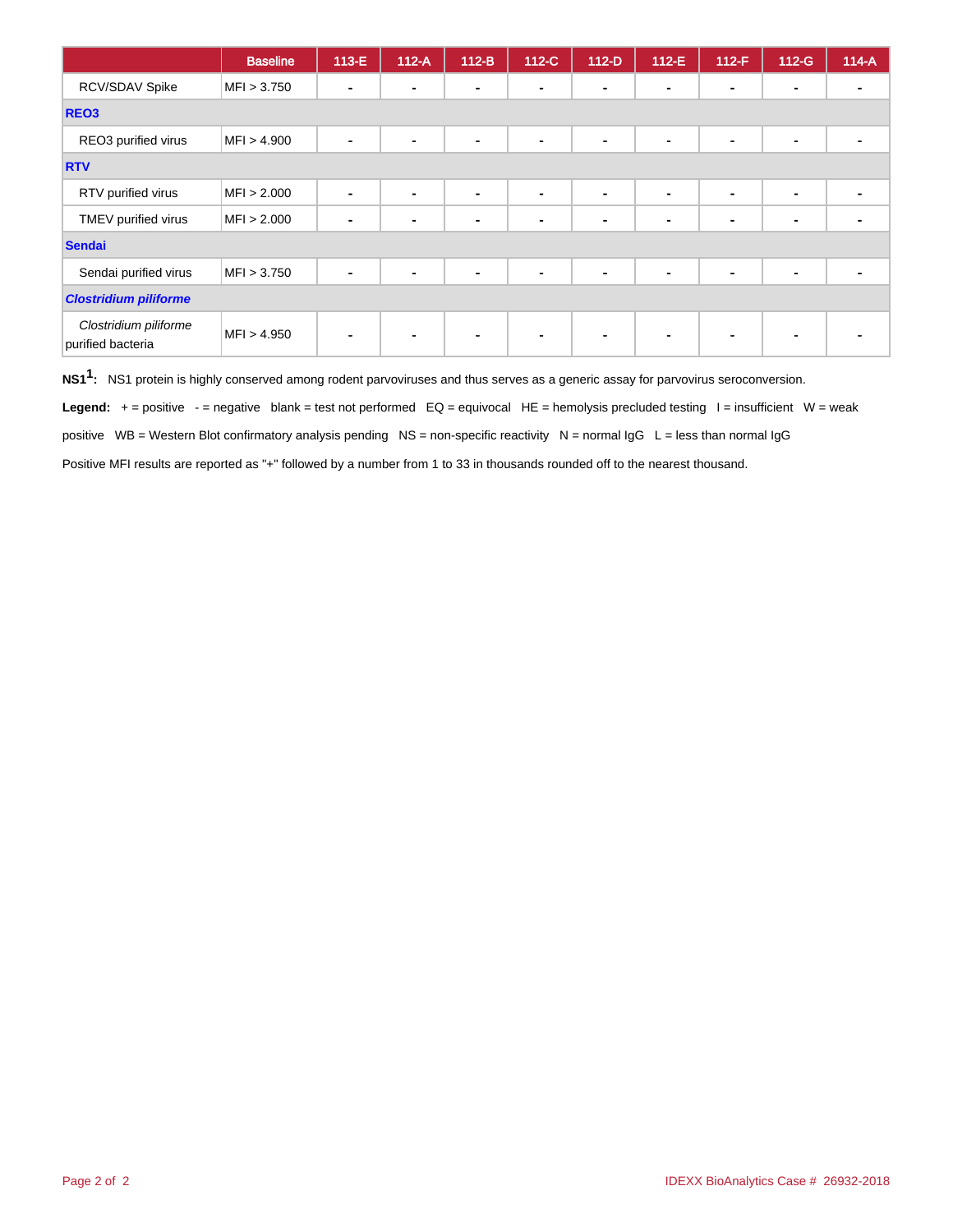| | Baseline | 113-E | 112-A | 112-B | 112-C | 112-D | 112-E | 112-F | 112-G | 114-A |
|---|---|---|---|---|---|---|---|---|---|---|
| RCV/SDAV Spike | MFI > 3.750 | - | - | - | - | - | - | - | - | - |
| **REO3** | | | | | | | | | | |
| REO3 purified virus | MFI > 4.900 | - | - | - | - | - | - | - | - | - |
| **RTV** | | | | | | | | | | |
| RTV purified virus | MFI > 2.000 | - | - | - | - | - | - | - | - | - |
| TMEV purified virus | MFI > 2.000 | - | - | - | - | - | - | - | - | - |
| **Sendai** | | | | | | | | | | |
| Sendai purified virus | MFI > 3.750 | - | - | - | - | - | - | - | - | - |
| ***Clostridium piliforme*** | | | | | | | | | | |
| *Clostridium piliforme* purified bacteria | MFI > 4.950 | - | - | - | - | - | - | - | - | - |

**NS1[1]:** NS1 protein is highly conserved among rodent parvoviruses and thus serves as a generic assay for parvovirus seroconversion.

**Legend:** + = positive - = negative blank = test not performed EQ = equivocal HE = hemolysis precluded testing I = insufficient W = weak positive WB = Western Blot confirmatory analysis pending NS = non-specific reactivity N = normal IgG L = less than normal IgG

Positive MFI results are reported as "+" followed by a number from 1 to 33 in thousands rounded off to the nearest thousand.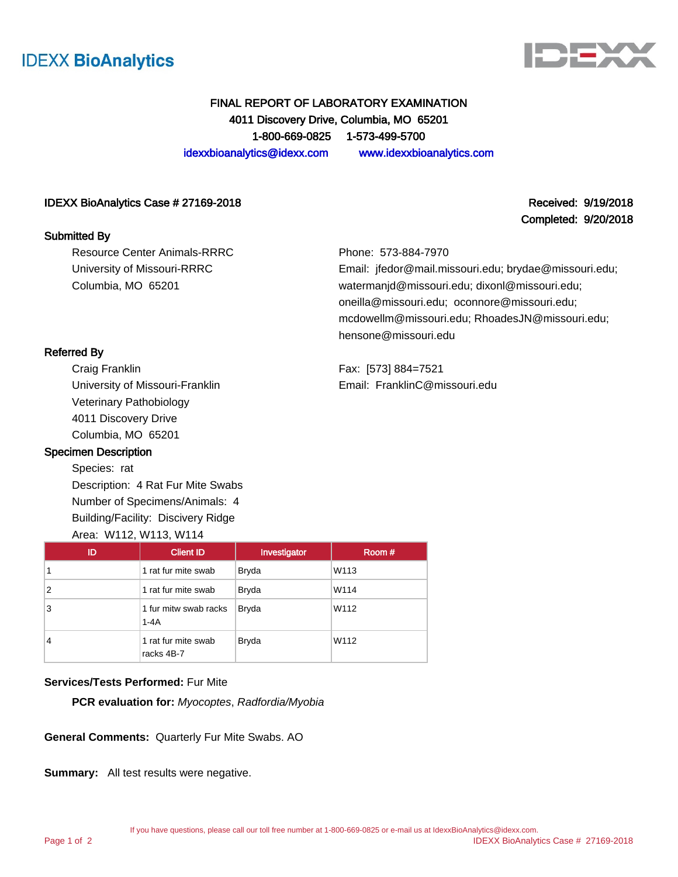IDEXX BioAnalytics

# FINAL REPORT OF LABORATORY EXAMINATION

**4011 Discovery Drive, Columbia, MO 65201**

**1-800-669-0825 1-573-499-5700**

idexxbioanalytics@idexx.com www.idexxbioanalytics.com

**IDEXX BioAnalytics Case # 27169-2018**

**Received: 9/19/2018**
**Completed: 9/20/2018**

**Submitted By**

Resource Center Animals-RRRC
University of Missouri-RRRC
Columbia, MO 65201

Phone: 573-884-7970
Email: jfedor@mail.missouri.edu; brydae@missouri.edu; watermanjd@missouri.edu; dixonl@missouri.edu; oneilla@missouri.edu; oconnore@missouri.edu; mcdowellm@missouri.edu; RhoadesJN@missouri.edu; hensone@missouri.edu

**Referred By**

Craig Franklin
University of Missouri-Franklin
Veterinary Pathobiology
4011 Discovery Drive
Columbia, MO 65201

Fax: [573] 884=7521
Email: FranklinC@missouri.edu

**Specimen Description**

Species: rat
Description: 4 Rat Fur Mite Swabs
Number of Specimens/Animals: 4
Building/Facility: Discovery Ridge
Area: W112, W113, W114

| ID | Client ID | Investigator | Room # |
|---|---|---|---|
| 1 | 1 rat fur mite swab | Bryda | W113 |
| 2 | 1 rat fur mite swab | Bryda | W114 |
| 3 | 1 fur mitw swab racks 1-4A | Bryda | W112 |
| 4 | 1 rat fur mite swab racks 4B-7 | Bryda | W112 |

**Services/Tests Performed:** Fur Mite

**PCR evaluation for:** *Myocoptes*, *Radfordia/Myobia*

**General Comments:** Quarterly Fur Mite Swabs. AO

**Summary:** All test results were negative.

If you have questions, please call our toll free number at 1-800-669-0825 or e-mail us at IdexxBioAnalytics@idexx.com.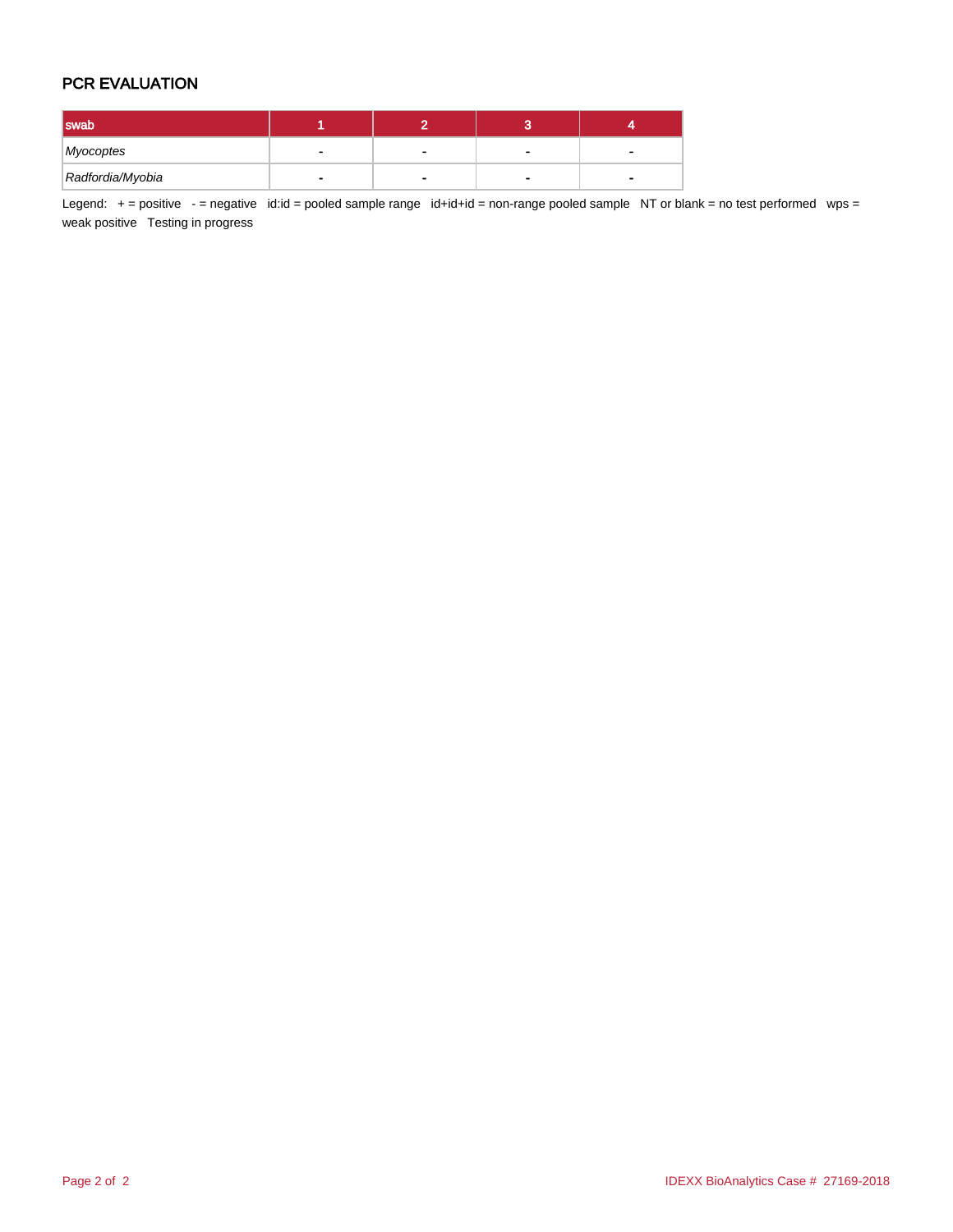## PCR EVALUATION

| swab | 1 | 2 | 3 | 4 |
|---|---|---|---|---|
| *Myocoptes* | - | - | - | - |
| *Radfordia/Myobia* | - | - | - | - |

Legend: + = positive - = negative id:id = pooled sample range id+id+id = non-range pooled sample NT or blank = no test performed wps = weak positive Testing in progress